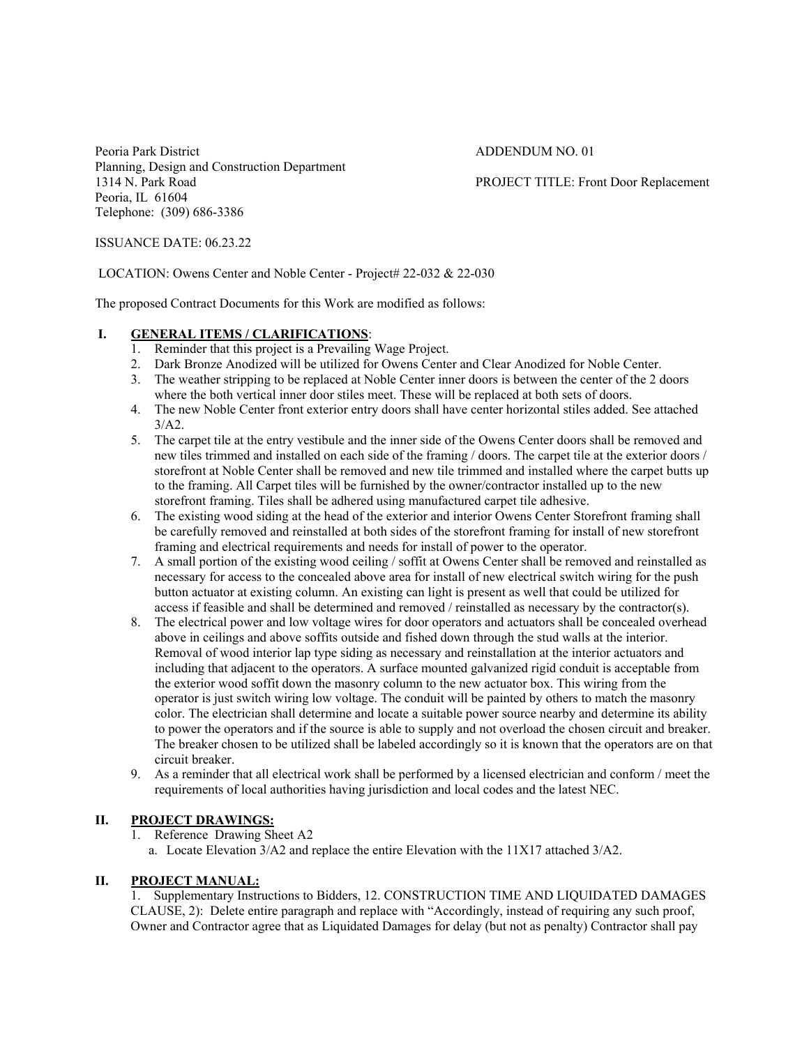Peoria Park District
Planning, Design and Construction Department
1314 N. Park Road
Peoria, IL 61604
Telephone: (309) 686-3386

ADDENDUM NO. 01

PROJECT TITLE: Front Door Replacement

ISSUANCE DATE: 06.23.22

LOCATION: Owens Center and Noble Center - Project# 22-032 & 22-030

The proposed Contract Documents for this Work are modified as follows:

## I. GENERAL ITEMS / CLARIFICATIONS:

1. Reminder that this project is a Prevailing Wage Project.
2. Dark Bronze Anodized will be utilized for Owens Center and Clear Anodized for Noble Center.
3. The weather stripping to be replaced at Noble Center inner doors is between the center of the 2 doors where the both vertical inner door stiles meet. These will be replaced at both sets of doors.
4. The new Noble Center front exterior entry doors shall have center horizontal stiles added. See attached 3/A2.
5. The carpet tile at the entry vestibule and the inner side of the Owens Center doors shall be removed and new tiles trimmed and installed on each side of the framing / doors. The carpet tile at the exterior doors / storefront at Noble Center shall be removed and new tile trimmed and installed where the carpet butts up to the framing. All Carpet tiles will be furnished by the owner/contractor installed up to the new storefront framing. Tiles shall be adhered using manufactured carpet tile adhesive.
6. The existing wood siding at the head of the exterior and interior Owens Center Storefront framing shall be carefully removed and reinstalled at both sides of the storefront framing for install of new storefront framing and electrical requirements and needs for install of power to the operator.
7. A small portion of the existing wood ceiling / soffit at Owens Center shall be removed and reinstalled as necessary for access to the concealed above area for install of new electrical switch wiring for the push button actuator at existing column. An existing can light is present as well that could be utilized for access if feasible and shall be determined and removed / reinstalled as necessary by the contractor(s).
8. The electrical power and low voltage wires for door operators and actuators shall be concealed overhead above in ceilings and above soffits outside and fished down through the stud walls at the interior. Removal of wood interior lap type siding as necessary and reinstallation at the interior actuators and including that adjacent to the operators. A surface mounted galvanized rigid conduit is acceptable from the exterior wood soffit down the masonry column to the new actuator box. This wiring from the operator is just switch wiring low voltage. The conduit will be painted by others to match the masonry color. The electrician shall determine and locate a suitable power source nearby and determine its ability to power the operators and if the source is able to supply and not overload the chosen circuit and breaker. The breaker chosen to be utilized shall be labeled accordingly so it is known that the operators are on that circuit breaker.
9. As a reminder that all electrical work shall be performed by a licensed electrician and conform / meet the requirements of local authorities having jurisdiction and local codes and the latest NEC.

## II. PROJECT DRAWINGS:

1. Reference Drawing Sheet A2
   a. Locate Elevation 3/A2 and replace the entire Elevation with the 11X17 attached 3/A2.

## II. PROJECT MANUAL:

1. Supplementary Instructions to Bidders, 12. CONSTRUCTION TIME AND LIQUIDATED DAMAGES CLAUSE, 2): Delete entire paragraph and replace with "Accordingly, instead of requiring any such proof, Owner and Contractor agree that as Liquidated Damages for delay (but not as penalty) Contractor shall pay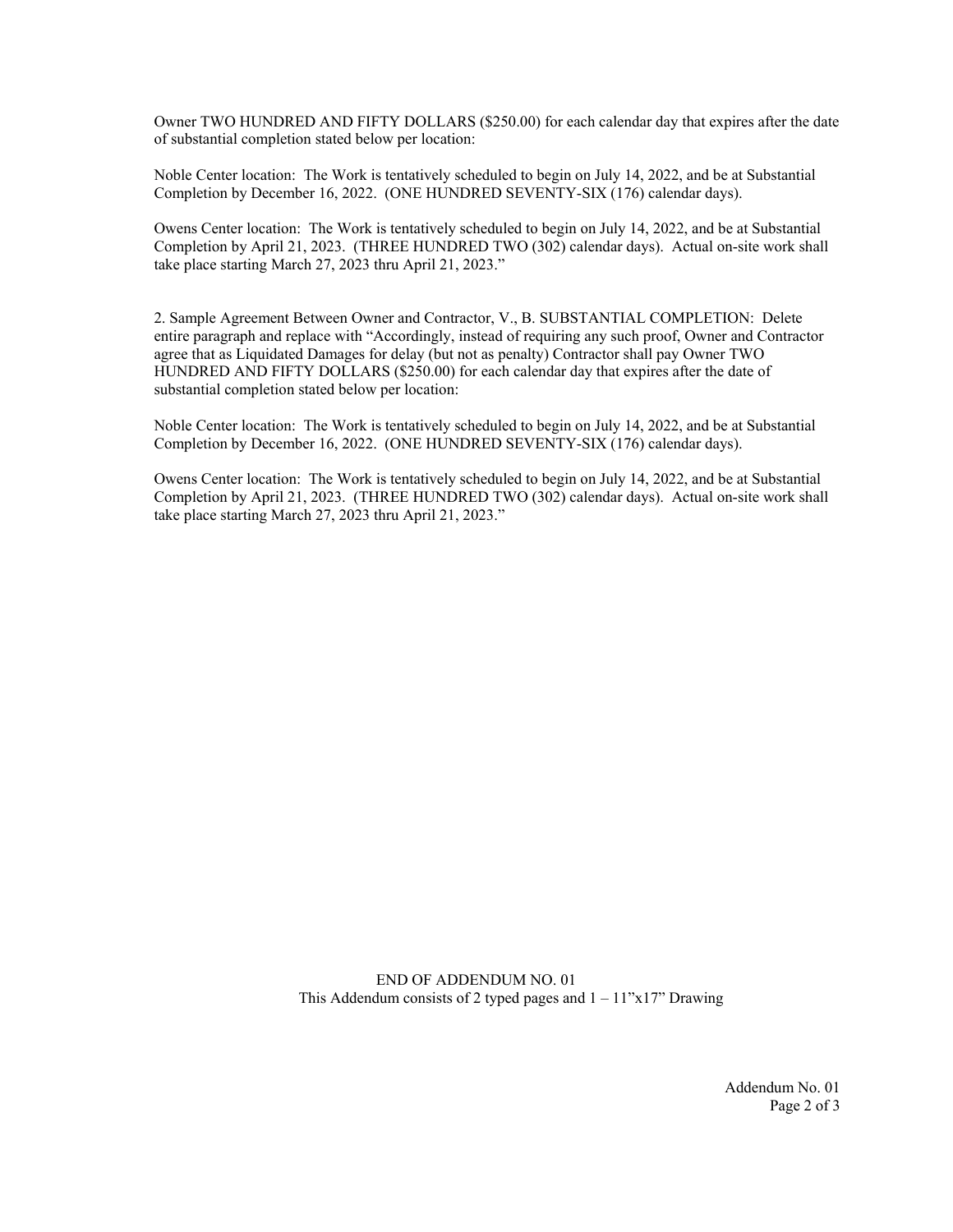Owner TWO HUNDRED AND FIFTY DOLLARS ($250.00) for each calendar day that expires after the date of substantial completion stated below per location:

Noble Center location: The Work is tentatively scheduled to begin on July 14, 2022, and be at Substantial Completion by December 16, 2022. (ONE HUNDRED SEVENTY-SIX (176) calendar days).

Owens Center location: The Work is tentatively scheduled to begin on July 14, 2022, and be at Substantial Completion by April 21, 2023. (THREE HUNDRED TWO (302) calendar days). Actual on-site work shall take place starting March 27, 2023 thru April 21, 2023."

2. Sample Agreement Between Owner and Contractor, V., B. SUBSTANTIAL COMPLETION: Delete entire paragraph and replace with "Accordingly, instead of requiring any such proof, Owner and Contractor agree that as Liquidated Damages for delay (but not as penalty) Contractor shall pay Owner TWO HUNDRED AND FIFTY DOLLARS ($250.00) for each calendar day that expires after the date of substantial completion stated below per location:

Noble Center location: The Work is tentatively scheduled to begin on July 14, 2022, and be at Substantial Completion by December 16, 2022. (ONE HUNDRED SEVENTY-SIX (176) calendar days).

Owens Center location: The Work is tentatively scheduled to begin on July 14, 2022, and be at Substantial Completion by April 21, 2023. (THREE HUNDRED TWO (302) calendar days). Actual on-site work shall take place starting March 27, 2023 thru April 21, 2023."

END OF ADDENDUM NO. 01

This Addendum consists of 2 typed pages and 1 – 11"x17" Drawing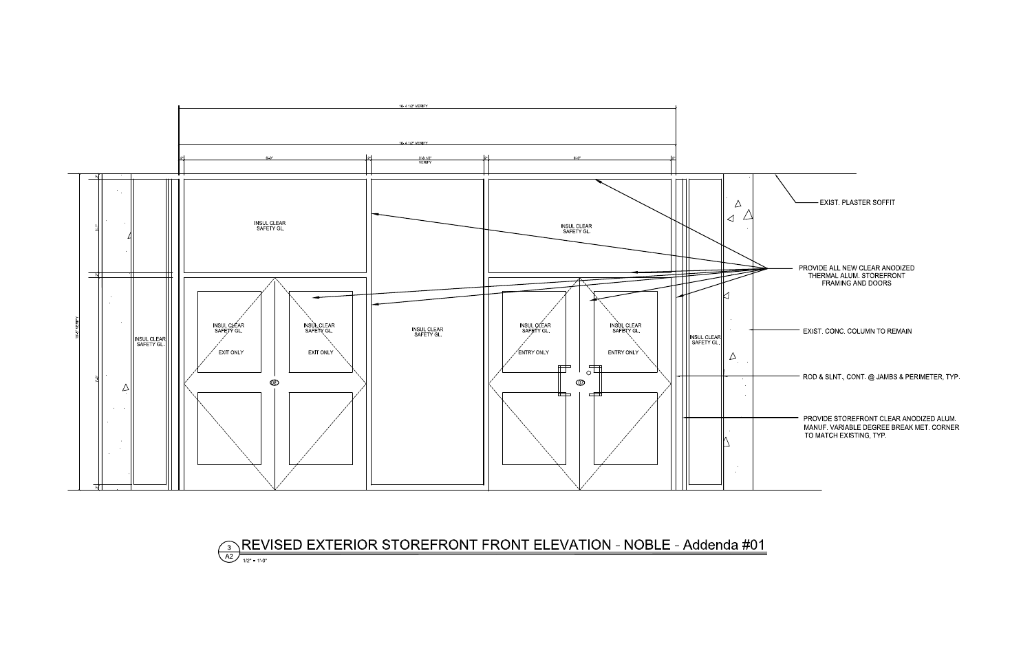16'-4 1/2" VERIFY

16'-4 1/2" VERIFY

2" | 6'-0" | 2" | 3'-8 1/2" VERIFY | 2" | 6'-0" | 2"

10'-0" VERIFY

INSUL CLEAR SAFETY GL.

INSUL CLEAR SAFETY GL.

INSUL CLEAR SAFETY GL.

INSUL CLEAR SAFETY GL. EXIT ONLY

INSUL CLEAR SAFETY GL. EXIT ONLY

INSUL CLEAR SAFETY GL.

INSUL CLEAR SAFETY GL. ENTRY ONLY

INSUL CLEAR SAFETY GL. ENTRY ONLY

INSUL CLEAR SAFETY GL.

EXIST. PLASTER SOFFIT

PROVIDE ALL NEW CLEAR ANODIZED THERMAL ALUM. STOREFRONT FRAMING AND DOORS

EXIST. CONC. COLUMN TO REMAIN

ROD & SLNT., CONT. @ JAMBS & PERIMETER, TYP.

PROVIDE STOREFRONT CLEAR ANODIZED ALUM. MANUF. VARIABLE DEGREE BREAK MET. CORNER TO MATCH EXISTING, TYP.

## 3/A2 REVISED EXTERIOR STOREFRONT FRONT ELEVATION - NOBLE - Addenda #01

1/2" = 1'-0"